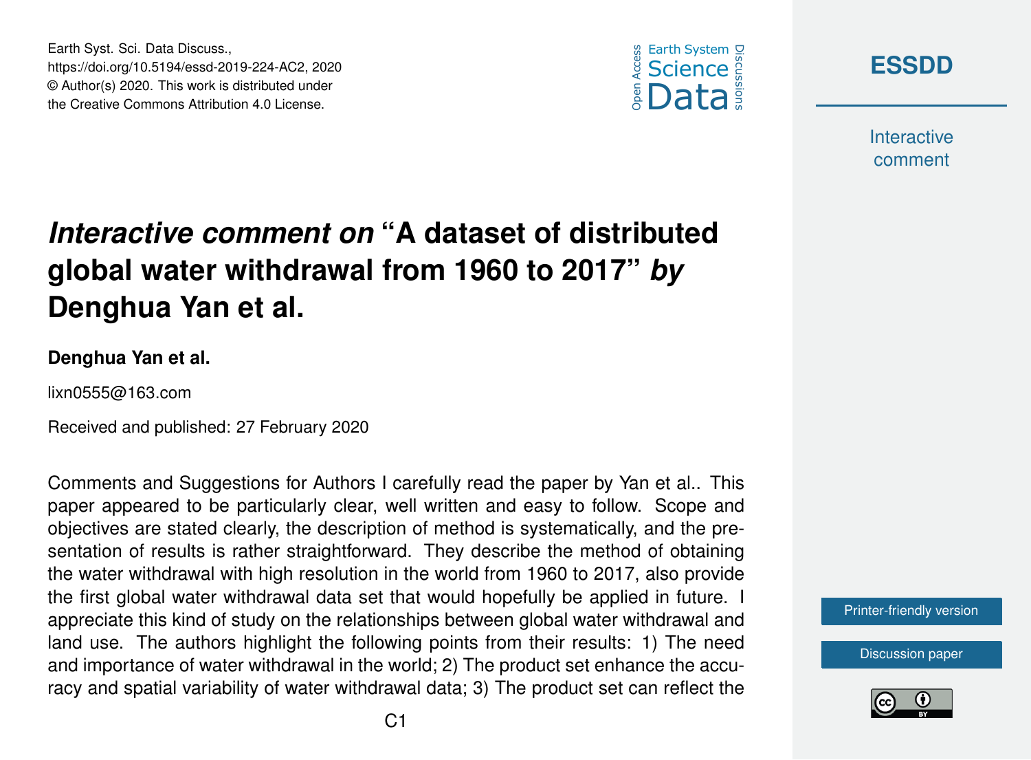# *Interactive comment on* "A dataset of distributed global water withdrawal from 1960 to 2017" *by* Denghua Yan et al.

**Denghua Yan et al.**

lixn0555@163.com

Received and published: 27 February 2020

Comments and Suggestions for Authors I carefully read the paper by Yan et al.. This paper appeared to be particularly clear, well written and easy to follow. Scope and objectives are stated clearly, the description of method is systematically, and the presentation of results is rather straightforward. They describe the method of obtaining the water withdrawal with high resolution in the world from 1960 to 2017, also provide the first global water withdrawal data set that would hopefully be applied in future. I appreciate this kind of study on the relationships between global water withdrawal and land use. The authors highlight the following points from their results: 1) The need and importance of water withdrawal in the world; 2) The product set enhance the accuracy and spatial variability of water withdrawal data; 3) The product set can reflect the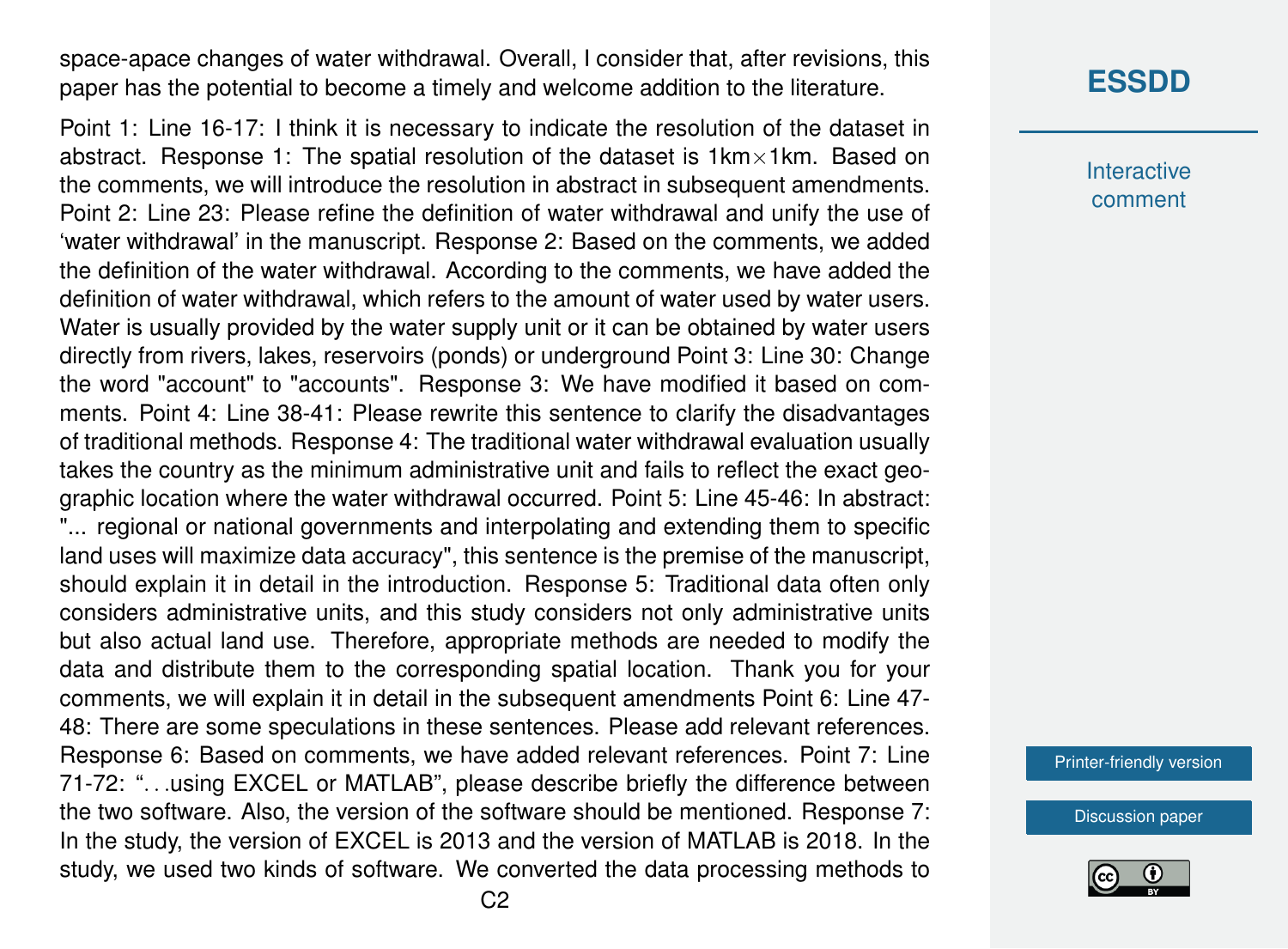space-apace changes of water withdrawal. Overall, I consider that, after revisions, this paper has the potential to become a timely and welcome addition to the literature.

Point 1: Line 16-17: I think it is necessary to indicate the resolution of the dataset in abstract. Response 1: The spatial resolution of the dataset is 1km×1km. Based on the comments, we will introduce the resolution in abstract in subsequent amendments. Point 2: Line 23: Please refine the definition of water withdrawal and unify the use of 'water withdrawal' in the manuscript. Response 2: Based on the comments, we added the definition of the water withdrawal. According to the comments, we have added the definition of water withdrawal, which refers to the amount of water used by water users. Water is usually provided by the water supply unit or it can be obtained by water users directly from rivers, lakes, reservoirs (ponds) or underground Point 3: Line 30: Change the word "account" to "accounts". Response 3: We have modified it based on comments. Point 4: Line 38-41: Please rewrite this sentence to clarify the disadvantages of traditional methods. Response 4: The traditional water withdrawal evaluation usually takes the country as the minimum administrative unit and fails to reflect the exact geographic location where the water withdrawal occurred. Point 5: Line 45-46: In abstract: "... regional or national governments and interpolating and extending them to specific land uses will maximize data accuracy", this sentence is the premise of the manuscript, should explain it in detail in the introduction. Response 5: Traditional data often only considers administrative units, and this study considers not only administrative units but also actual land use. Therefore, appropriate methods are needed to modify the data and distribute them to the corresponding spatial location. Thank you for your comments, we will explain it in detail in the subsequent amendments Point 6: Line 47-48: There are some speculations in these sentences. Please add relevant references. Response 6: Based on comments, we have added relevant references. Point 7: Line 71-72: "…using EXCEL or MATLAB", please describe briefly the difference between the two software. Also, the version of the software should be mentioned. Response 7: In the study, the version of EXCEL is 2013 and the version of MATLAB is 2018. In the study, we used two kinds of software. We converted the data processing methods to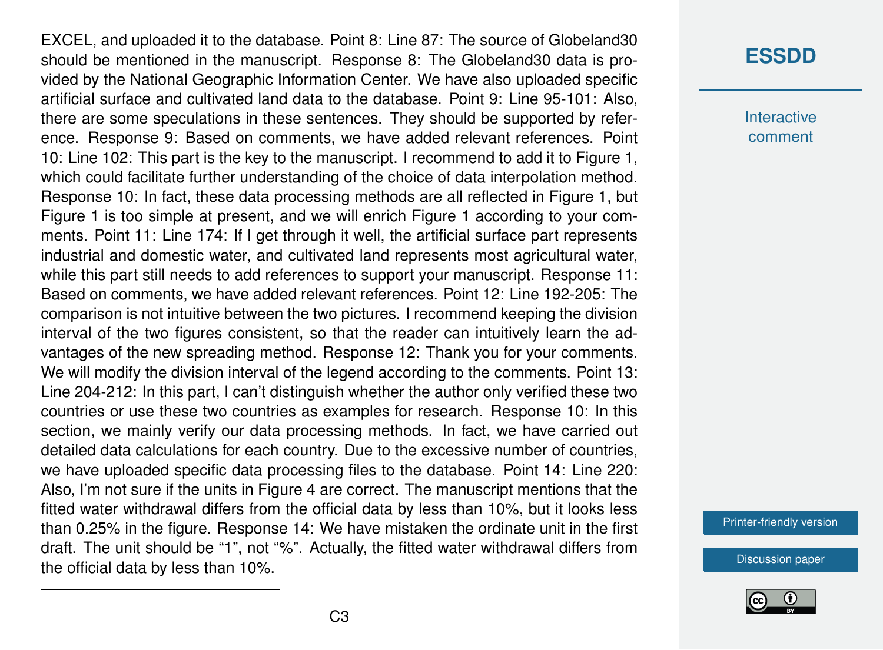EXCEL, and uploaded it to the database. Point 8: Line 87: The source of Globeland30 should be mentioned in the manuscript. Response 8: The Globeland30 data is provided by the National Geographic Information Center. We have also uploaded specific artificial surface and cultivated land data to the database. Point 9: Line 95-101: Also, there are some speculations in these sentences. They should be supported by reference. Response 9: Based on comments, we have added relevant references. Point 10: Line 102: This part is the key to the manuscript. I recommend to add it to Figure 1, which could facilitate further understanding of the choice of data interpolation method. Response 10: In fact, these data processing methods are all reflected in Figure 1, but Figure 1 is too simple at present, and we will enrich Figure 1 according to your comments. Point 11: Line 174: If I get through it well, the artificial surface part represents industrial and domestic water, and cultivated land represents most agricultural water, while this part still needs to add references to support your manuscript. Response 11: Based on comments, we have added relevant references. Point 12: Line 192-205: The comparison is not intuitive between the two pictures. I recommend keeping the division interval of the two figures consistent, so that the reader can intuitively learn the advantages of the new spreading method. Response 12: Thank you for your comments. We will modify the division interval of the legend according to the comments. Point 13: Line 204-212: In this part, I can't distinguish whether the author only verified these two countries or use these two countries as examples for research. Response 10: In this section, we mainly verify our data processing methods. In fact, we have carried out detailed data calculations for each country. Due to the excessive number of countries, we have uploaded specific data processing files to the database. Point 14: Line 220: Also, I'm not sure if the units in Figure 4 are correct. The manuscript mentions that the fitted water withdrawal differs from the official data by less than 10%, but it looks less than 0.25% in the figure. Response 14: We have mistaken the ordinate unit in the first draft. The unit should be "1", not "%". Actually, the fitted water withdrawal differs from the official data by less than 10%.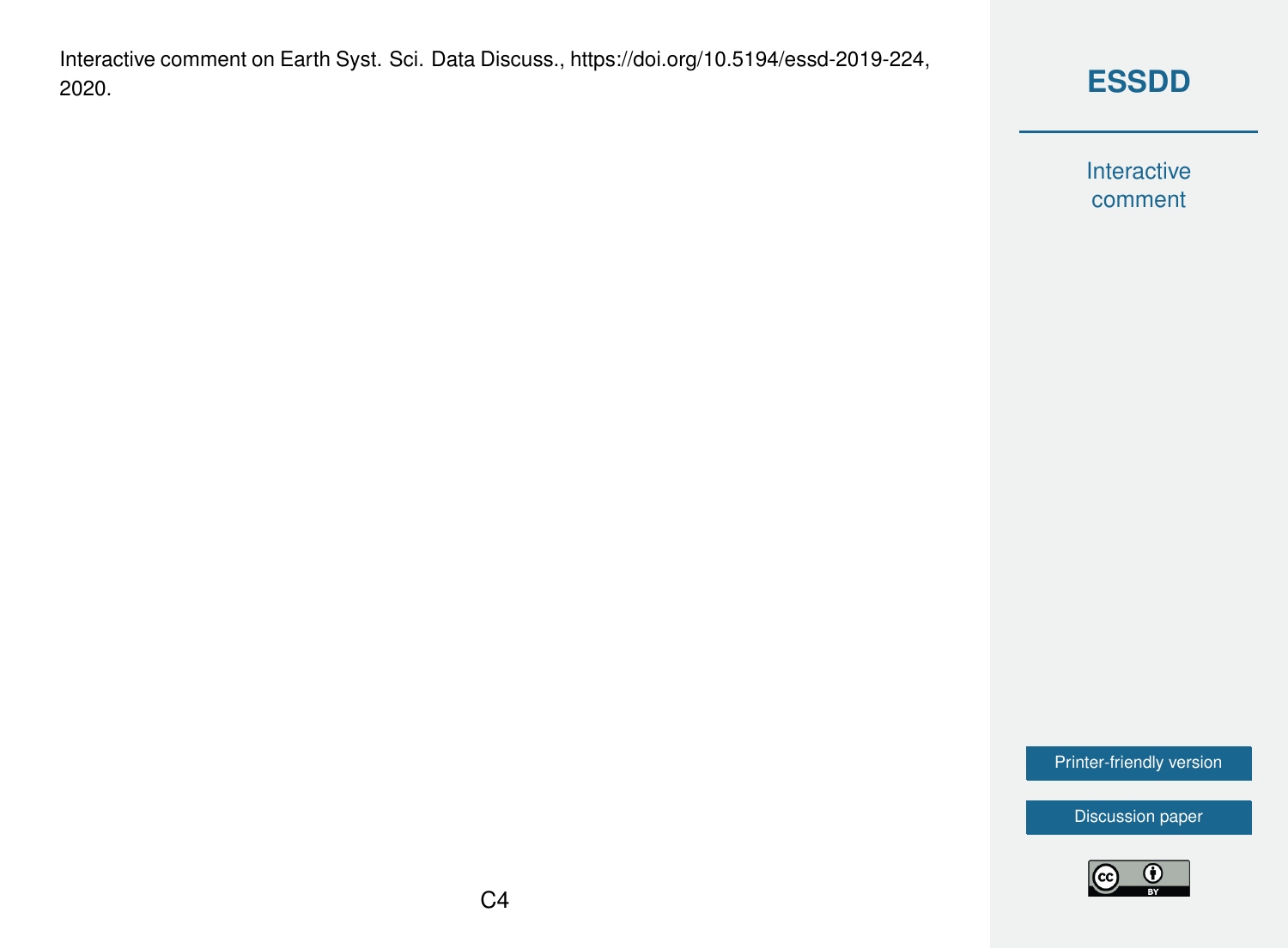Interactive comment on Earth Syst. Sci. Data Discuss., https://doi.org/10.5194/essd-2019-224, 2020.